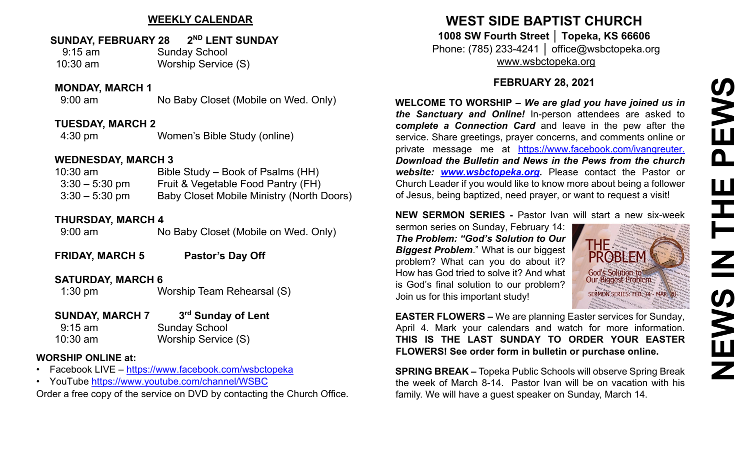## WEEKLY CALENDAR

**SUNDAY, FEBRUARY 28 — 2ND LENT SUNDAY**

9:15 am — Sunday School
10:30 am — Worship Service (S)

**MONDAY, MARCH 1**

9:00 am — No Baby Closet (Mobile on Wed. Only)

**TUESDAY, MARCH 2**

4:30 pm — Women's Bible Study (online)

**WEDNESDAY, MARCH 3**

10:30 am — Bible Study – Book of Psalms (HH)
3:30 – 5:30 pm — Fruit & Vegetable Food Pantry (FH)
3:30 – 5:30 pm — Baby Closet Mobile Ministry (North Doors)

**THURSDAY, MARCH 4**

9:00 am — No Baby Closet (Mobile on Wed. Only)

**FRIDAY, MARCH 5 — Pastor's Day Off**

**SATURDAY, MARCH 6**

1:30 pm — Worship Team Rehearsal (S)

**SUNDAY, MARCH 7 — 3rd Sunday of Lent**

9:15 am — Sunday School
10:30 am — Worship Service (S)

**WORSHIP ONLINE at:**

- Facebook LIVE – https://www.facebook.com/wsbctopeka
- YouTube https://www.youtube.com/channel/WSBC

Order a free copy of the service on DVD by contacting the Church Office.

# WEST SIDE BAPTIST CHURCH

**1008 SW Fourth Street │ Topeka, KS 66606**

Phone: (785) 233-4241 │ office@wsbctopeka.org

www.wsbctopeka.org

**FEBRUARY 28, 2021**

**WELCOME TO WORSHIP –** ***We are glad you have joined us in the Sanctuary and Online!*** In-person attendees are asked to ***complete a Connection Card*** and leave in the pew after the service. Share greetings, prayer concerns, and comments online or private message me at https://www.facebook.com/ivangreuter. ***Download the Bulletin and News in the Pews from the church website: www.wsbctopeka.org.*** Please contact the Pastor or Church Leader if you would like to know more about being a follower of Jesus, being baptized, need prayer, or want to request a visit!

**NEW SERMON SERIES -** Pastor Ivan will start a new six-week sermon series on Sunday, February 14: ***The Problem: "God's Solution to Our Biggest Problem***." What is our biggest problem? What can you do about it? How has God tried to solve it? And what is God's final solution to our problem? Join us for this important study!

**EASTER FLOWERS –** We are planning Easter services for Sunday, April 4. Mark your calendars and watch for more information. **THIS IS THE LAST SUNDAY TO ORDER YOUR EASTER FLOWERS! See order form in bulletin or purchase online.**

**SPRING BREAK –** Topeka Public Schools will observe Spring Break the week of March 8-14. Pastor Ivan will be on vacation with his family. We will have a guest speaker on Sunday, March 14.

# NEWS IN THE PEWS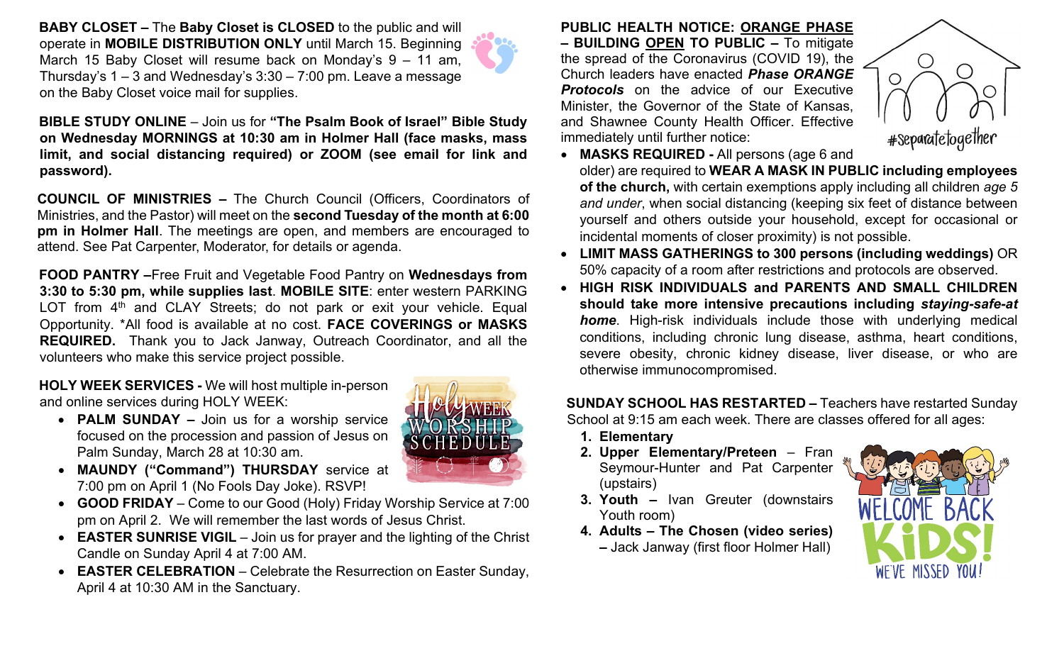**BABY CLOSET –** The **Baby Closet is CLOSED** to the public and will operate in **MOBILE DISTRIBUTION ONLY** until March 15. Beginning March 15 Baby Closet will resume back on Monday's 9 – 11 am, Thursday's 1 – 3 and Wednesday's 3:30 – 7:00 pm. Leave a message on the Baby Closet voice mail for supplies.

**BIBLE STUDY ONLINE** – Join us for **"The Psalm Book of Israel" Bible Study on Wednesday MORNINGS at 10:30 am in Holmer Hall (face masks, mass limit, and social distancing required) or ZOOM (see email for link and password).**

**COUNCIL OF MINISTRIES –** The Church Council (Officers, Coordinators of Ministries, and the Pastor) will meet on the **second Tuesday of the month at 6:00 pm in Holmer Hall**. The meetings are open, and members are encouraged to attend. See Pat Carpenter, Moderator, for details or agenda.

**FOOD PANTRY –**Free Fruit and Vegetable Food Pantry on **Wednesdays from 3:30 to 5:30 pm, while supplies last**. **MOBILE SITE**: enter western PARKING LOT from 4th and CLAY Streets; do not park or exit your vehicle. Equal Opportunity. *All food is available at no cost. **FACE COVERINGS or MASKS REQUIRED.** Thank you to Jack Janway, Outreach Coordinator, and all the volunteers who make this service project possible.

**HOLY WEEK SERVICES -** We will host multiple in-person and online services during HOLY WEEK:

- **PALM SUNDAY –** Join us for a worship service focused on the procession and passion of Jesus on Palm Sunday, March 28 at 10:30 am.
- **MAUNDY ("Command") THURSDAY** service at 7:00 pm on April 1 (No Fools Day Joke). RSVP!
- **GOOD FRIDAY** – Come to our Good (Holy) Friday Worship Service at 7:00 pm on April 2. We will remember the last words of Jesus Christ.
- **EASTER SUNRISE VIGIL** – Join us for prayer and the lighting of the Christ Candle on Sunday April 4 at 7:00 AM.
- **EASTER CELEBRATION** – Celebrate the Resurrection on Easter Sunday, April 4 at 10:30 AM in the Sanctuary.

**PUBLIC HEALTH NOTICE: ORANGE PHASE – BUILDING OPEN TO PUBLIC –** To mitigate the spread of the Coronavirus (COVID 19), the Church leaders have enacted ***Phase ORANGE Protocols*** on the advice of our Executive Minister, the Governor of the State of Kansas, and Shawnee County Health Officer. Effective immediately until further notice:

- **MASKS REQUIRED -** All persons (age 6 and older) are required to **WEAR A MASK IN PUBLIC including employees of the church,** with certain exemptions apply including all children *age 5 and under*, when social distancing (keeping six feet of distance between yourself and others outside your household, except for occasional or incidental moments of closer proximity) is not possible.
- **LIMIT MASS GATHERINGS to 300 persons (including weddings)** OR 50% capacity of a room after restrictions and protocols are observed.
- **HIGH RISK INDIVIDUALS and PARENTS AND SMALL CHILDREN should take more intensive precautions including *staying-safe-at home***. High-risk individuals include those with underlying medical conditions, including chronic lung disease, asthma, heart conditions, severe obesity, chronic kidney disease, liver disease, or who are otherwise immunocompromised.

**SUNDAY SCHOOL HAS RESTARTED –** Teachers have restarted Sunday School at 9:15 am each week. There are classes offered for all ages:

1. **Elementary**
2. **Upper Elementary/Preteen** – Fran Seymour-Hunter and Pat Carpenter (upstairs)
3. **Youth –** Ivan Greuter (downstairs Youth room)
4. **Adults – The Chosen (video series) –** Jack Janway (first floor Holmer Hall)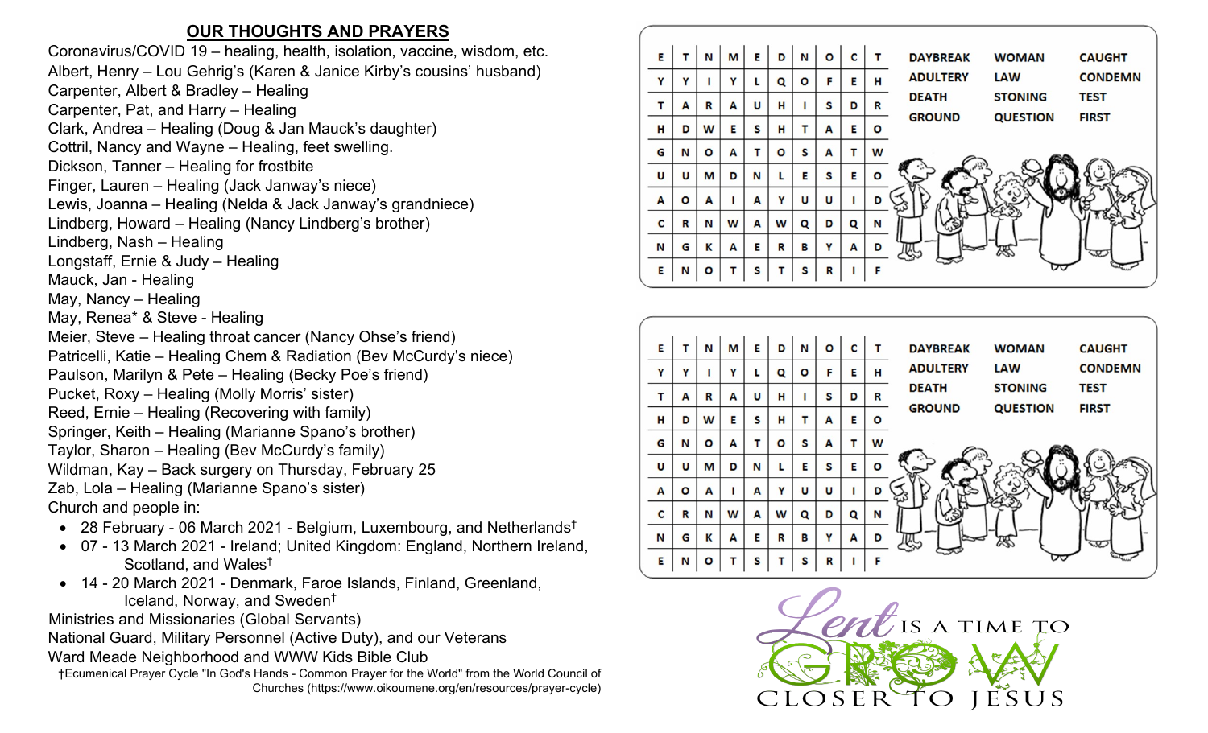## OUR THOUGHTS AND PRAYERS

Coronavirus/COVID 19 – healing, health, isolation, vaccine, wisdom, etc.
Albert, Henry – Lou Gehrig's (Karen & Janice Kirby's cousins' husband)
Carpenter, Albert & Bradley – Healing
Carpenter, Pat, and Harry – Healing
Clark, Andrea – Healing (Doug & Jan Mauck's daughter)
Cottril, Nancy and Wayne – Healing, feet swelling.
Dickson, Tanner – Healing for frostbite
Finger, Lauren – Healing (Jack Janway's niece)
Lewis, Joanna – Healing (Nelda & Jack Janway's grandniece)
Lindberg, Howard – Healing (Nancy Lindberg's brother)
Lindberg, Nash – Healing
Longstaff, Ernie & Judy – Healing
Mauck, Jan - Healing
May, Nancy – Healing
May, Renea* & Steve - Healing
Meier, Steve – Healing throat cancer (Nancy Ohse's friend)
Patricelli, Katie – Healing Chem & Radiation (Bev McCurdy's niece)
Paulson, Marilyn & Pete – Healing (Becky Poe's friend)
Pucket, Roxy – Healing (Molly Morris' sister)
Reed, Ernie – Healing (Recovering with family)
Springer, Keith – Healing (Marianne Spano's brother)
Taylor, Sharon – Healing (Bev McCurdy's family)
Wildman, Kay – Back surgery on Thursday, February 25
Zab, Lola – Healing (Marianne Spano's sister)
Church and people in:

- 28 February - 06 March 2021 - Belgium, Luxembourg, and Netherlands†
- 07 - 13 March 2021 - Ireland; United Kingdom: England, Northern Ireland, Scotland, and Wales†
- 14 - 20 March 2021 - Denmark, Faroe Islands, Finland, Greenland, Iceland, Norway, and Sweden†

Ministries and Missionaries (Global Servants)
National Guard, Military Personnel (Active Duty), and our Veterans
Ward Meade Neighborhood and WWW Kids Bible Club

†Ecumenical Prayer Cycle "In God's Hands - Common Prayer for the World" from the World Council of Churches (https://www.oikoumene.org/en/resources/prayer-cycle)

| | | | | | | | | | |
|---|---|---|---|---|---|---|---|---|---|
| E | T | N | M | E | D | N | O | C | T |
| Y | Y | I | Y | L | Q | O | F | E | H |
| T | A | R | A | U | H | I | S | D | R |
| H | D | W | E | S | H | T | A | E | O |
| G | N | O | A | T | O | S | A | T | W |
| U | U | M | D | N | L | E | S | E | O |
| A | O | A | I | A | Y | U | U | I | D |
| C | R | N | W | A | W | Q | D | Q | N |
| N | G | K | A | E | R | B | Y | A | D |
| E | N | O | T | S | T | S | R | I | F |

DAYBREAK, ADULTERY, DEATH, GROUND, WOMAN, LAW, STONING, QUESTION, CAUGHT, CONDEMN, TEST, FIRST

| | | | | | | | | | |
|---|---|---|---|---|---|---|---|---|---|
| E | T | N | M | E | D | N | O | C | T |
| Y | Y | I | Y | L | Q | O | F | E | H |
| T | A | R | A | U | H | I | S | D | R |
| H | D | W | E | S | H | T | A | E | O |
| G | N | O | A | T | O | S | A | T | W |
| U | U | M | D | N | L | E | S | E | O |
| A | O | A | I | A | Y | U | U | I | D |
| C | R | N | W | A | W | Q | D | Q | N |
| N | G | K | A | E | R | B | Y | A | D |
| E | N | O | T | S | T | S | R | I | F |

DAYBREAK, ADULTERY, DEATH, GROUND, WOMAN, LAW, STONING, QUESTION, CAUGHT, CONDEMN, TEST, FIRST

Lent IS A TIME TO GROW CLOSER TO JESUS